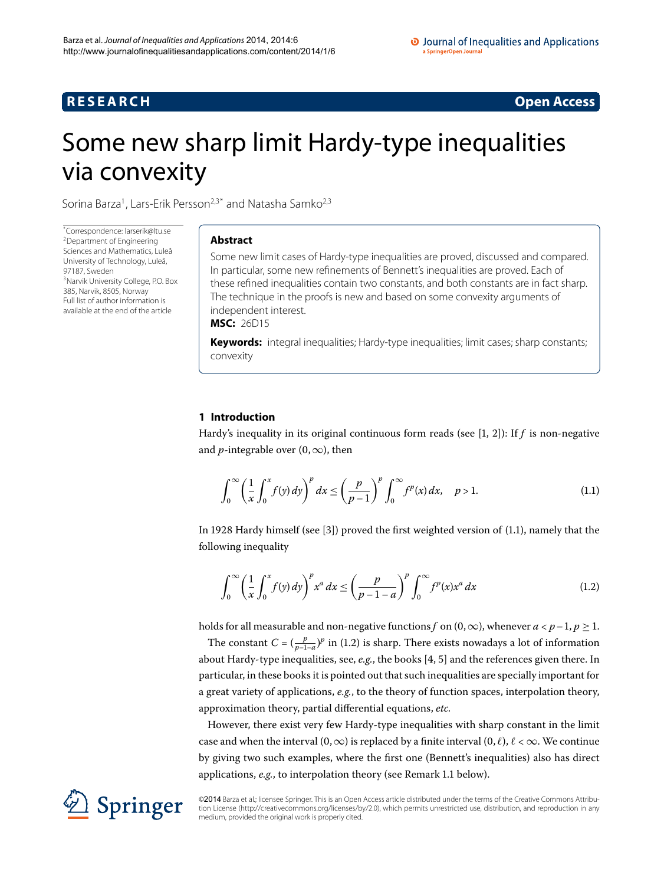RESEARCH

Open Access

# Some new sharp limit Hardy-type inequalities via convexity

Sorina Barza[1], Lars-Erik Persson[2,3*] and Natasha Samko[2,3]

*Correspondence: larserik@ltu.se
[2]Department of Engineering Sciences and Mathematics, Luleå University of Technology, Luleå, 97187, Sweden
[3]Narvik University College, P.O. Box 385, Narvik, 8505, Norway
Full list of author information is available at the end of the article

## Abstract

Some new limit cases of Hardy-type inequalities are proved, discussed and compared. In particular, some new refinements of Bennett's inequalities are proved. Each of these refined inequalities contain two constants, and both constants are in fact sharp. The technique in the proofs is new and based on some convexity arguments of independent interest.

**MSC:** 26D15

**Keywords:** integral inequalities; Hardy-type inequalities; limit cases; sharp constants; convexity

## 1 Introduction

Hardy's inequality in its original continuous form reads (see [1, 2]): If $f$ is non-negative and $p$-integrable over $(0,\infty)$, then

$$\int_0^\infty \left(\frac{1}{x}\int_0^x f(y)\,dy\right)^p dx \le \left(\frac{p}{p-1}\right)^p \int_0^\infty f^p(x)\,dx, \quad p>1. \tag{1.1}$$

In 1928 Hardy himself (see [3]) proved the first weighted version of (1.1), namely that the following inequality

$$\int_0^\infty \left(\frac{1}{x}\int_0^x f(y)\,dy\right)^p x^a\,dx \le \left(\frac{p}{p-1-a}\right)^p \int_0^\infty f^p(x)x^a\,dx \tag{1.2}$$

holds for all measurable and non-negative functions $f$ on $(0,\infty)$, whenever $a<p-1$, $p\ge 1$.

The constant $C=(\frac{p}{p-1-a})^p$ in (1.2) is sharp. There exists nowadays a lot of information about Hardy-type inequalities, see, *e.g.*, the books [4, 5] and the references given there. In particular, in these books it is pointed out that such inequalities are specially important for a great variety of applications, *e.g.*, to the theory of function spaces, interpolation theory, approximation theory, partial differential equations, *etc.*

However, there exist very few Hardy-type inequalities with sharp constant in the limit case and when the interval $(0,\infty)$ is replaced by a finite interval $(0,\ell)$, $\ell<\infty$. We continue by giving two such examples, where the first one (Bennett's inequalities) also has direct applications, *e.g.*, to interpolation theory (see Remark 1.1 below).

©2014 Barza et al.; licensee Springer. This is an Open Access article distributed under the terms of the Creative Commons Attribution License (http://creativecommons.org/licenses/by/2.0), which permits unrestricted use, distribution, and reproduction in any medium, provided the original work is properly cited.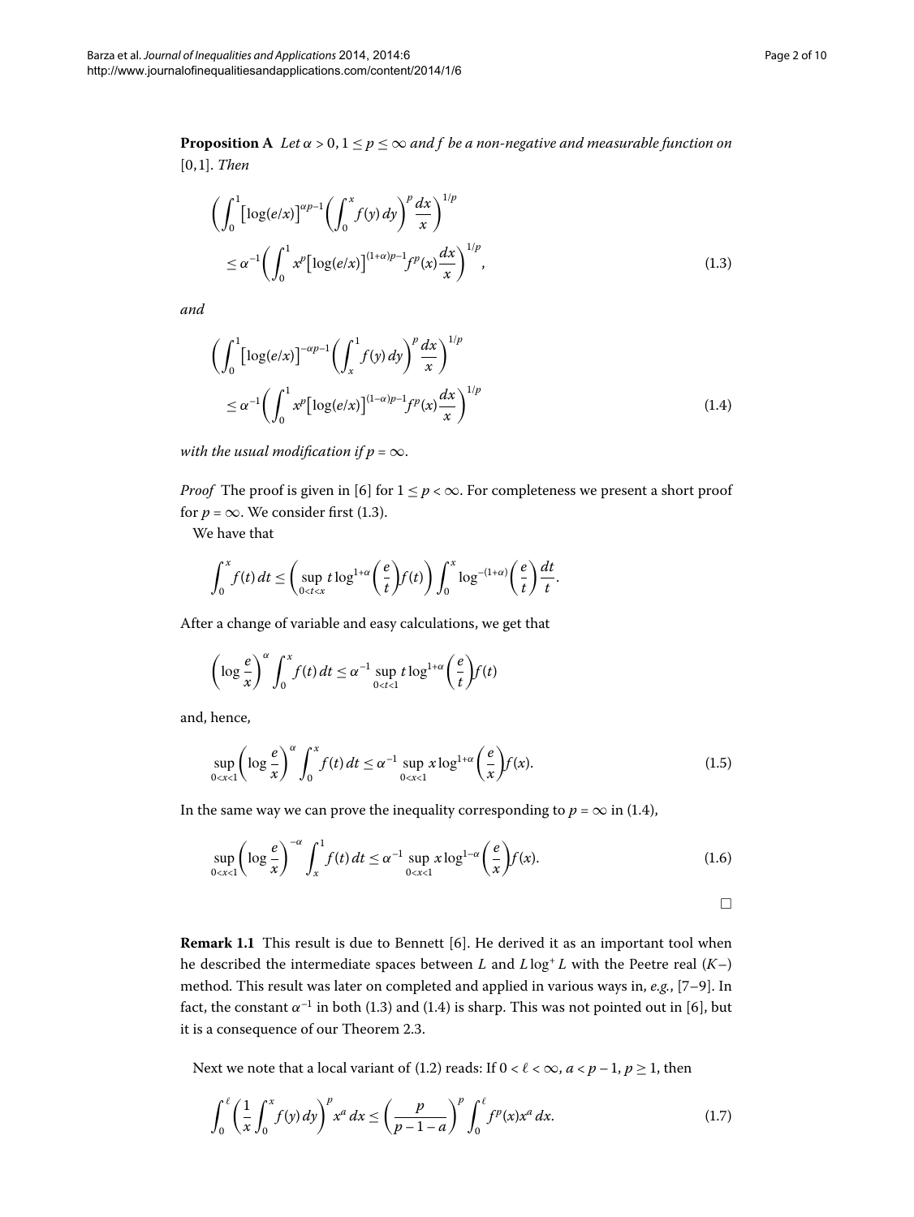**Proposition A** *Let $\alpha > 0$, $1 \le p \le \infty$ and $f$ be a non-negative and measurable function on* $[0,1]$. *Then*

$$\left(\int_0^1 \left[\log(e/x)\right]^{\alpha p-1}\left(\int_0^x f(y)\,dy\right)^p \frac{dx}{x}\right)^{1/p} \le \alpha^{-1}\left(\int_0^1 x^p\left[\log(e/x)\right]^{(1+\alpha)p-1} f^p(x)\frac{dx}{x}\right)^{1/p}, \tag{1.3}$$

*and*

$$\left(\int_0^1 \left[\log(e/x)\right]^{-\alpha p-1}\left(\int_x^1 f(y)\,dy\right)^p \frac{dx}{x}\right)^{1/p} \le \alpha^{-1}\left(\int_0^1 x^p\left[\log(e/x)\right]^{(1-\alpha)p-1} f^p(x)\frac{dx}{x}\right)^{1/p} \tag{1.4}$$

*with the usual modification if $p = \infty$.*

*Proof* The proof is given in [6] for $1 \le p < \infty$. For completeness we present a short proof for $p = \infty$. We consider first (1.3).

We have that

$$\int_0^x f(t)\,dt \le \left(\sup_{0<t<x} t\log^{1+\alpha}\left(\frac{e}{t}\right) f(t)\right)\int_0^x \log^{-(1+\alpha)}\left(\frac{e}{t}\right)\frac{dt}{t}.$$

After a change of variable and easy calculations, we get that

$$\left(\log\frac{e}{x}\right)^{\alpha}\int_0^x f(t)\,dt \le \alpha^{-1}\sup_{0<t<1} t\log^{1+\alpha}\left(\frac{e}{t}\right) f(t)$$

and, hence,

$$\sup_{0<x<1}\left(\log\frac{e}{x}\right)^{\alpha}\int_0^x f(t)\,dt \le \alpha^{-1}\sup_{0<x<1} x\log^{1+\alpha}\left(\frac{e}{x}\right) f(x). \tag{1.5}$$

In the same way we can prove the inequality corresponding to $p = \infty$ in (1.4),

$$\sup_{0<x<1}\left(\log\frac{e}{x}\right)^{-\alpha}\int_x^1 f(t)\,dt \le \alpha^{-1}\sup_{0<x<1} x\log^{1-\alpha}\left(\frac{e}{x}\right) f(x). \tag{1.6}$$

□

**Remark 1.1** This result is due to Bennett [6]. He derived it as an important tool when he described the intermediate spaces between $L$ and $L\log^+ L$ with the Peetre real $(K-)$ method. This result was later on completed and applied in various ways in, *e.g.*, [7–9]. In fact, the constant $\alpha^{-1}$ in both (1.3) and (1.4) is sharp. This was not pointed out in [6], but it is a consequence of our Theorem 2.3.

Next we note that a local variant of (1.2) reads: If $0 < \ell < \infty$, $a < p - 1$, $p \ge 1$, then

$$\int_0^{\ell}\left(\frac{1}{x}\int_0^x f(y)\,dy\right)^p x^a\,dx \le \left(\frac{p}{p-1-a}\right)^p \int_0^{\ell} f^p(x)x^a\,dx. \tag{1.7}$$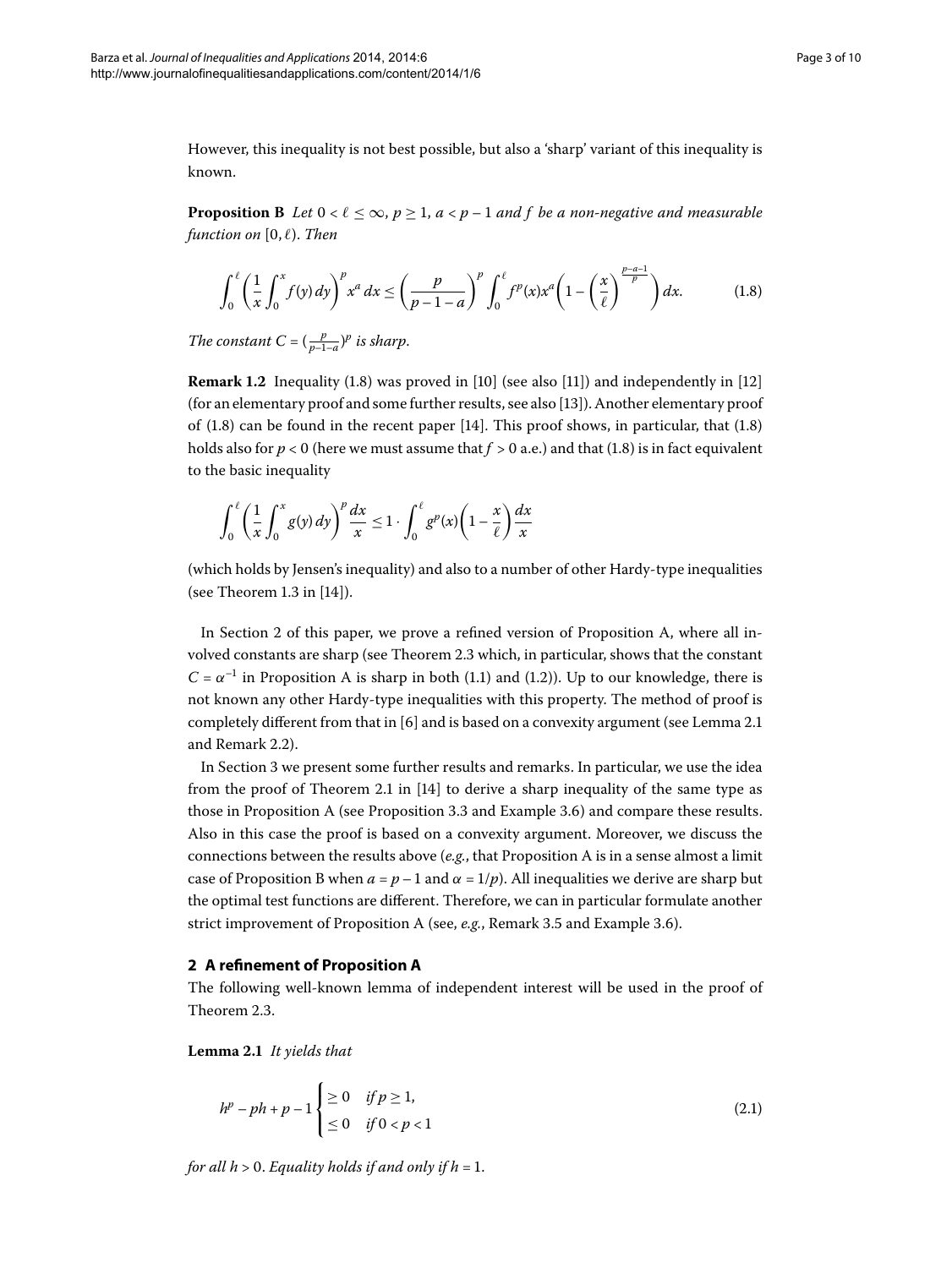However, this inequality is not best possible, but also a 'sharp' variant of this inequality is known.

**Proposition B** *Let $0 < \ell \le \infty$, $p \ge 1$, $a < p-1$ and $f$ be a non-negative and measurable function on $[0,\ell)$. Then*

$$\int_0^\ell \left(\frac{1}{x}\int_0^x f(y)\,dy\right)^p x^a\,dx \le \left(\frac{p}{p-1-a}\right)^p \int_0^\ell f^p(x)x^a\left(1-\left(\frac{x}{\ell}\right)^{\frac{p-a-1}{p}}\right)dx. \tag{1.8}$$

*The constant $C = (\frac{p}{p-1-a})^p$ is sharp.*

**Remark 1.2** Inequality (1.8) was proved in [10] (see also [11]) and independently in [12] (for an elementary proof and some further results, see also [13]). Another elementary proof of (1.8) can be found in the recent paper [14]. This proof shows, in particular, that (1.8) holds also for $p < 0$ (here we must assume that $f > 0$ a.e.) and that (1.8) is in fact equivalent to the basic inequality

$$\int_0^\ell \left(\frac{1}{x}\int_0^x g(y)\,dy\right)^p \frac{dx}{x} \le 1\cdot \int_0^\ell g^p(x)\left(1-\frac{x}{\ell}\right)\frac{dx}{x}$$

(which holds by Jensen's inequality) and also to a number of other Hardy-type inequalities (see Theorem 1.3 in [14]).

In Section 2 of this paper, we prove a refined version of Proposition A, where all involved constants are sharp (see Theorem 2.3 which, in particular, shows that the constant $C = \alpha^{-1}$ in Proposition A is sharp in both (1.1) and (1.2)). Up to our knowledge, there is not known any other Hardy-type inequalities with this property. The method of proof is completely different from that in [6] and is based on a convexity argument (see Lemma 2.1 and Remark 2.2).

In Section 3 we present some further results and remarks. In particular, we use the idea from the proof of Theorem 2.1 in [14] to derive a sharp inequality of the same type as those in Proposition A (see Proposition 3.3 and Example 3.6) and compare these results. Also in this case the proof is based on a convexity argument. Moreover, we discuss the connections between the results above (*e.g.*, that Proposition A is in a sense almost a limit case of Proposition B when $a = p-1$ and $\alpha = 1/p$). All inequalities we derive are sharp but the optimal test functions are different. Therefore, we can in particular formulate another strict improvement of Proposition A (see, *e.g.*, Remark 3.5 and Example 3.6).

## 2 A refinement of Proposition A

The following well-known lemma of independent interest will be used in the proof of Theorem 2.3.

**Lemma 2.1** *It yields that*

$$h^p - ph + p - 1 \begin{cases} \ge 0 & \text{if } p \ge 1, \\ \le 0 & \text{if } 0 < p < 1 \end{cases} \tag{2.1}$$

*for all $h > 0$. Equality holds if and only if $h = 1$.*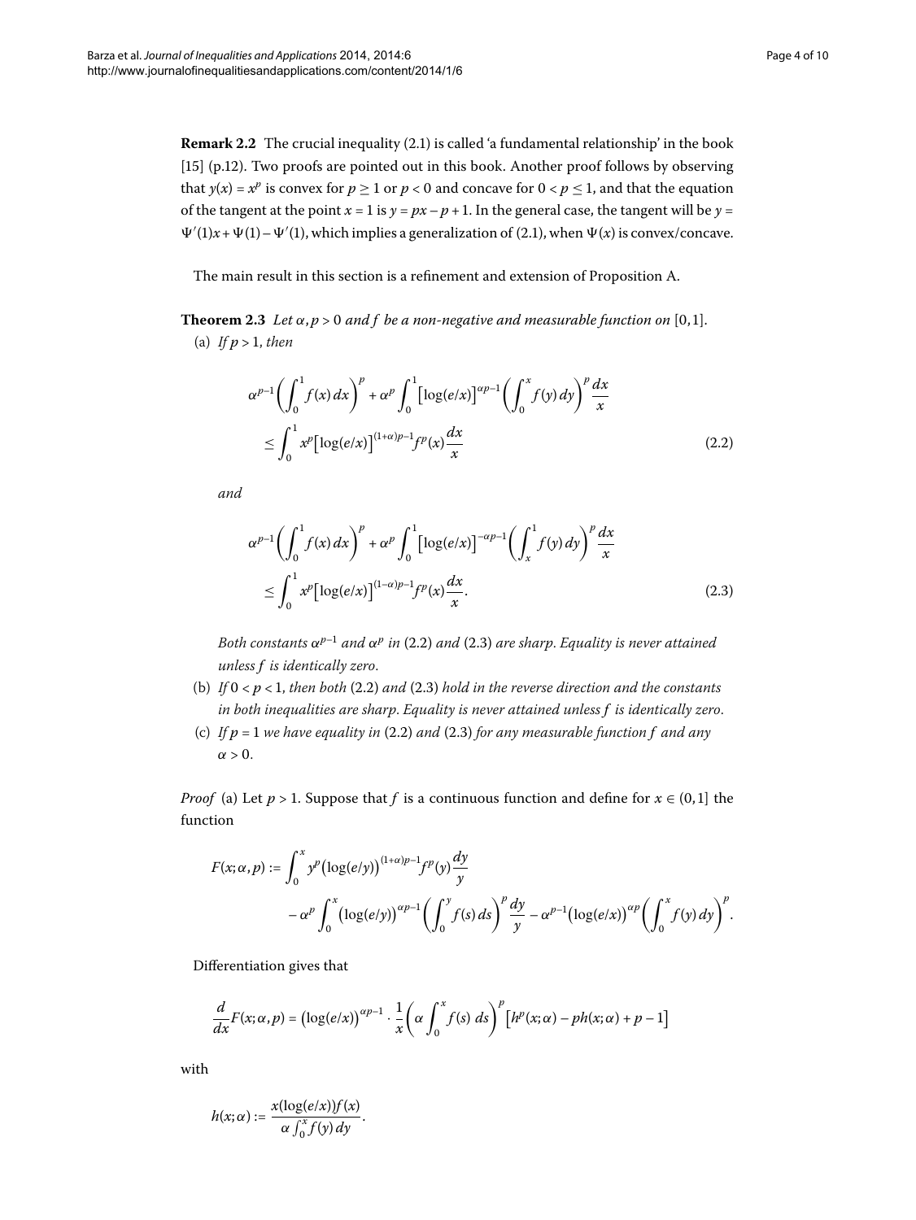**Remark 2.2** The crucial inequality (2.1) is called 'a fundamental relationship' in the book [15] (p.12). Two proofs are pointed out in this book. Another proof follows by observing that $y(x) = x^p$ is convex for $p \geq 1$ or $p < 0$ and concave for $0 < p \leq 1$, and that the equation of the tangent at the point $x = 1$ is $y = px - p + 1$. In the general case, the tangent will be $y = \Psi'(1)x + \Psi(1) - \Psi'(1)$, which implies a generalization of (2.1), when $\Psi(x)$ is convex/concave.

The main result in this section is a refinement and extension of Proposition A.

**Theorem 2.3** *Let $\alpha, p > 0$ and $f$ be a non-negative and measurable function on $[0,1]$.*

(a) *If $p > 1$, then*

$$\alpha^{p-1}\left(\int_0^1 f(x)\,dx\right)^p + \alpha^p \int_0^1 \left[\log(e/x)\right]^{\alpha p-1}\left(\int_0^x f(y)\,dy\right)^p \frac{dx}{x} \leq \int_0^1 x^p\left[\log(e/x)\right]^{(1+\alpha)p-1} f^p(x)\frac{dx}{x} \tag{2.2}$$

*and*

$$\alpha^{p-1}\left(\int_0^1 f(x)\,dx\right)^p + \alpha^p \int_0^1 \left[\log(e/x)\right]^{-\alpha p-1}\left(\int_x^1 f(y)\,dy\right)^p \frac{dx}{x} \leq \int_0^1 x^p\left[\log(e/x)\right]^{(1-\alpha)p-1} f^p(x)\frac{dx}{x}. \tag{2.3}$$

*Both constants $\alpha^{p-1}$ and $\alpha^p$ in (2.2) and (2.3) are sharp. Equality is never attained unless $f$ is identically zero.*

(b) *If $0 < p < 1$, then both (2.2) and (2.3) hold in the reverse direction and the constants in both inequalities are sharp. Equality is never attained unless $f$ is identically zero.*

(c) *If $p = 1$ we have equality in (2.2) and (2.3) for any measurable function $f$ and any $\alpha > 0$.*

*Proof* (a) Let $p > 1$. Suppose that $f$ is a continuous function and define for $x \in (0,1]$ the function

$$F(x;\alpha,p) := \int_0^x y^p\left(\log(e/y)\right)^{(1+\alpha)p-1} f^p(y)\frac{dy}{y} - \alpha^p \int_0^x \left(\log(e/y)\right)^{\alpha p-1}\left(\int_0^y f(s)\,ds\right)^p \frac{dy}{y} - \alpha^{p-1}\left(\log(e/x)\right)^{\alpha p}\left(\int_0^x f(y)\,dy\right)^p.$$

Differentiation gives that

$$\frac{d}{dx}F(x;\alpha,p) = \left(\log(e/x)\right)^{\alpha p-1} \cdot \frac{1}{x}\left(\alpha\int_0^x f(s)\,ds\right)^p \left[h^p(x;\alpha) - ph(x;\alpha) + p - 1\right]$$

with

$$h(x;\alpha) := \frac{x(\log(e/x))f(x)}{\alpha\int_0^x f(y)\,dy}.$$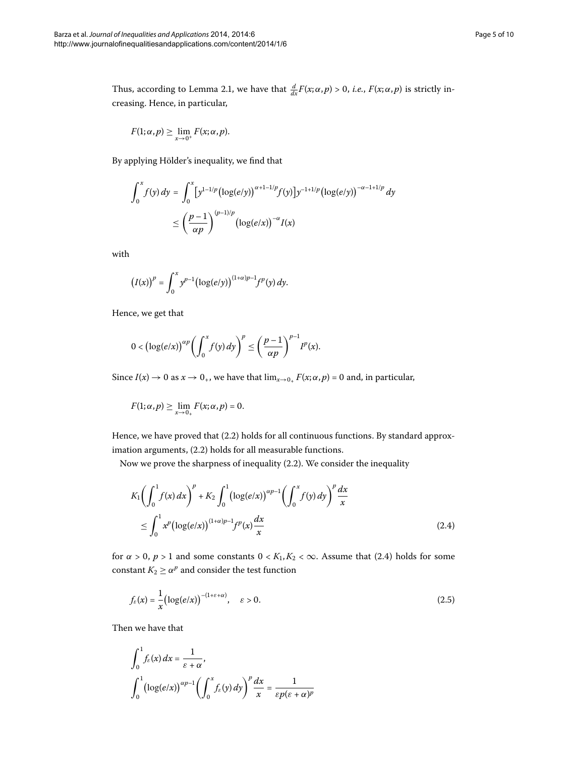Thus, according to Lemma 2.1, we have that $\frac{d}{dx}F(x;\alpha,p) > 0$, *i.e.*, $F(x;\alpha,p)$ is strictly increasing. Hence, in particular,

$$F(1;\alpha,p) \geq \lim_{x\to 0^+} F(x;\alpha,p).$$

By applying Hölder's inequality, we find that

$$\begin{aligned}\int_0^x f(y)\,dy &= \int_0^x \left[y^{1-1/p}\left(\log(e/y)\right)^{\alpha+1-1/p} f(y)\right] y^{-1+1/p}\left(\log(e/y)\right)^{-\alpha-1+1/p}\,dy \\ &\leq \left(\frac{p-1}{\alpha p}\right)^{(p-1)/p} \left(\log(e/x)\right)^{-\alpha} I(x)\end{aligned}$$

with

$$\left(I(x)\right)^p = \int_0^x y^{p-1}\left(\log(e/y)\right)^{(1+\alpha)p-1} f^p(y)\,dy.$$

Hence, we get that

$$0 < \left(\log(e/x)\right)^{\alpha p}\left(\int_0^x f(y)\,dy\right)^p \leq \left(\frac{p-1}{\alpha p}\right)^{p-1} I^p(x).$$

Since $I(x) \to 0$ as $x \to 0_+$, we have that $\lim_{x\to 0_+} F(x;\alpha,p) = 0$ and, in particular,

$$F(1;\alpha,p) \geq \lim_{x\to 0_+} F(x;\alpha,p) = 0.$$

Hence, we have proved that (2.2) holds for all continuous functions. By standard approximation arguments, (2.2) holds for all measurable functions.

Now we prove the sharpness of inequality (2.2). We consider the inequality

$$\begin{aligned}&K_1\left(\int_0^1 f(x)\,dx\right)^p + K_2\int_0^1 \left(\log(e/x)\right)^{\alpha p-1}\left(\int_0^x f(y)\,dy\right)^p \frac{dx}{x} \\ &\quad\leq \int_0^1 x^p\left(\log(e/x)\right)^{(1+\alpha)p-1} f^p(x)\frac{dx}{x}\end{aligned} \tag{2.4}$$

for $\alpha > 0$, $p > 1$ and some constants $0 < K_1, K_2 < \infty$. Assume that (2.4) holds for some constant $K_2 \geq \alpha^p$ and consider the test function

$$f_\varepsilon(x) = \frac{1}{x}\left(\log(e/x)\right)^{-(1+\varepsilon+\alpha)}, \quad \varepsilon > 0. \tag{2.5}$$

Then we have that

$$\begin{aligned}&\int_0^1 f_\varepsilon(x)\,dx = \frac{1}{\varepsilon+\alpha}, \\ &\int_0^1 \left(\log(e/x)\right)^{\alpha p-1}\left(\int_0^x f_\varepsilon(y)\,dy\right)^p \frac{dx}{x} = \frac{1}{\varepsilon p(\varepsilon+\alpha)^p}\end{aligned}$$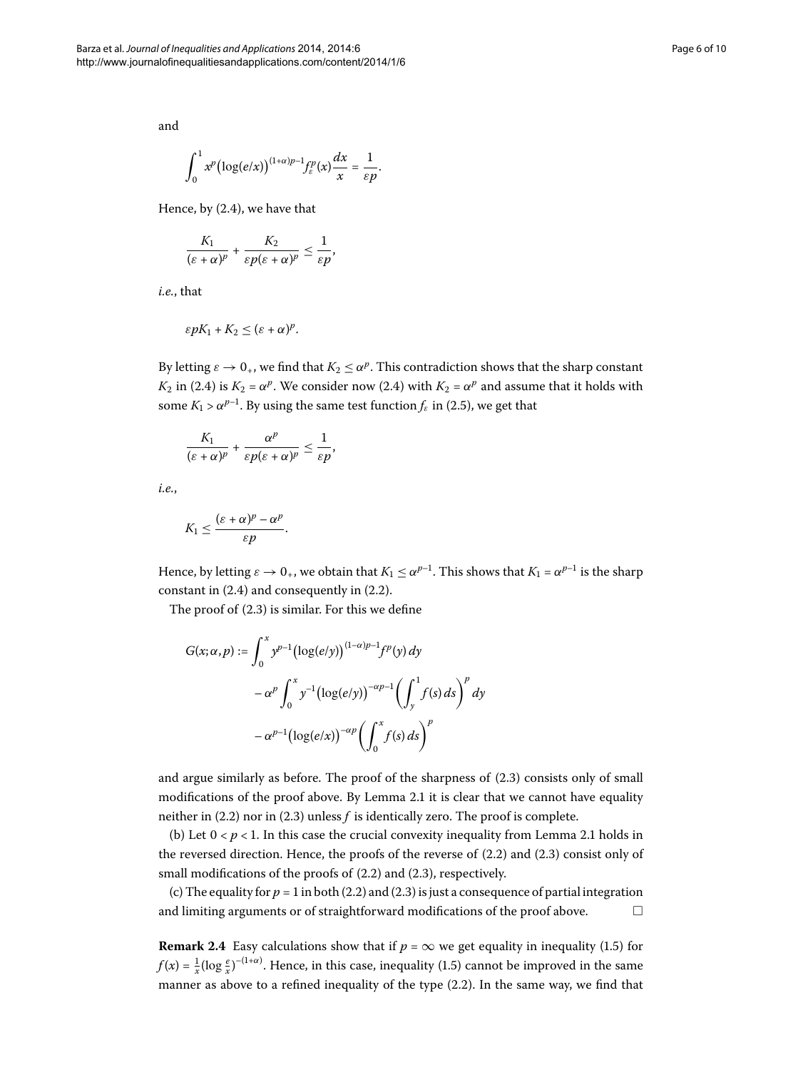and

$$\int_0^1 x^p \big(\log(e/x)\big)^{(1+\alpha)p-1} f_\varepsilon^p(x)\frac{dx}{x} = \frac{1}{\varepsilon p}.$$

Hence, by (2.4), we have that

$$\frac{K_1}{(\varepsilon+\alpha)^p} + \frac{K_2}{\varepsilon p(\varepsilon+\alpha)^p} \le \frac{1}{\varepsilon p},$$

*i.e.*, that

$$\varepsilon p K_1 + K_2 \le (\varepsilon+\alpha)^p.$$

By letting $\varepsilon \to 0_+$, we find that $K_2 \le \alpha^p$. This contradiction shows that the sharp constant $K_2$ in (2.4) is $K_2 = \alpha^p$. We consider now (2.4) with $K_2 = \alpha^p$ and assume that it holds with some $K_1 > \alpha^{p-1}$. By using the same test function $f_\varepsilon$ in (2.5), we get that

$$\frac{K_1}{(\varepsilon+\alpha)^p} + \frac{\alpha^p}{\varepsilon p(\varepsilon+\alpha)^p} \le \frac{1}{\varepsilon p},$$

*i.e.*,

$$K_1 \le \frac{(\varepsilon+\alpha)^p - \alpha^p}{\varepsilon p}.$$

Hence, by letting $\varepsilon \to 0_+$, we obtain that $K_1 \le \alpha^{p-1}$. This shows that $K_1 = \alpha^{p-1}$ is the sharp constant in (2.4) and consequently in (2.2).

The proof of (2.3) is similar. For this we define

$$\begin{aligned} G(x;\alpha,p) :=& \int_0^x y^{p-1}\big(\log(e/y)\big)^{(1-\alpha)p-1} f^p(y)\,dy \\ &- \alpha^p \int_0^x y^{-1}\big(\log(e/y)\big)^{-\alpha p-1}\left(\int_y^1 f(s)\,ds\right)^p dy \\ &- \alpha^{p-1}\big(\log(e/x)\big)^{-\alpha p}\left(\int_0^x f(s)\,ds\right)^p \end{aligned}$$

and argue similarly as before. The proof of the sharpness of (2.3) consists only of small modifications of the proof above. By Lemma 2.1 it is clear that we cannot have equality neither in (2.2) nor in (2.3) unless $f$ is identically zero. The proof is complete.

(b) Let $0 < p < 1$. In this case the crucial convexity inequality from Lemma 2.1 holds in the reversed direction. Hence, the proofs of the reverse of (2.2) and (2.3) consist only of small modifications of the proofs of (2.2) and (2.3), respectively.

(c) The equality for $p = 1$ in both (2.2) and (2.3) is just a consequence of partial integration and limiting arguments or of straightforward modifications of the proof above. □

**Remark 2.4** Easy calculations show that if $p = \infty$ we get equality in inequality (1.5) for $f(x) = \frac{1}{x}(\log \frac{e}{x})^{-(1+\alpha)}$. Hence, in this case, inequality (1.5) cannot be improved in the same manner as above to a refined inequality of the type (2.2). In the same way, we find that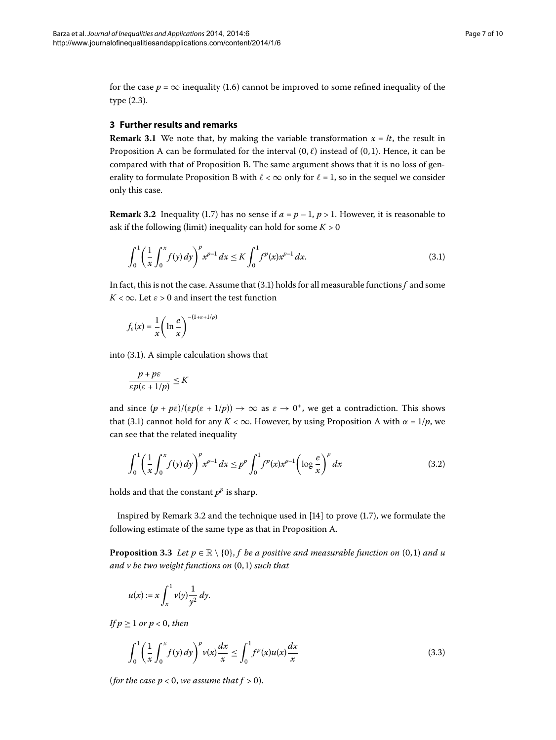for the case $p = \infty$ inequality (1.6) cannot be improved to some refined inequality of the type (2.3).

## 3 Further results and remarks

**Remark 3.1** We note that, by making the variable transformation $x = lt$, the result in Proposition A can be formulated for the interval $(0, \ell)$ instead of $(0,1)$. Hence, it can be compared with that of Proposition B. The same argument shows that it is no loss of generality to formulate Proposition B with $\ell < \infty$ only for $\ell = 1$, so in the sequel we consider only this case.

**Remark 3.2** Inequality (1.7) has no sense if $a = p - 1$, $p > 1$. However, it is reasonable to ask if the following (limit) inequality can hold for some $K > 0$

$$\int_0^1 \left( \frac{1}{x} \int_0^x f(y)\, dy \right)^p x^{p-1}\, dx \leq K \int_0^1 f^p(x) x^{p-1}\, dx. \tag{3.1}$$

In fact, this is not the case. Assume that (3.1) holds for all measurable functions $f$ and some $K < \infty$. Let $\varepsilon > 0$ and insert the test function

$$f_\varepsilon(x) = \frac{1}{x} \left( \ln \frac{e}{x} \right)^{-(1+\varepsilon+1/p)}$$

into (3.1). A simple calculation shows that

$$\frac{p + p\varepsilon}{\varepsilon p(\varepsilon + 1/p)} \leq K$$

and since $(p + p\varepsilon)/(\varepsilon p(\varepsilon + 1/p)) \to \infty$ as $\varepsilon \to 0^+$, we get a contradiction. This shows that (3.1) cannot hold for any $K < \infty$. However, by using Proposition A with $\alpha = 1/p$, we can see that the related inequality

$$\int_0^1 \left( \frac{1}{x} \int_0^x f(y)\, dy \right)^p x^{p-1}\, dx \leq p^p \int_0^1 f^p(x) x^{p-1} \left( \log \frac{e}{x} \right)^p dx \tag{3.2}$$

holds and that the constant $p^p$ is sharp.

Inspired by Remark 3.2 and the technique used in [14] to prove (1.7), we formulate the following estimate of the same type as that in Proposition A.

**Proposition 3.3** *Let $p \in \mathbb{R} \setminus \{0\}$, $f$ be a positive and measurable function on $(0,1)$ and $u$ and $v$ be two weight functions on $(0,1)$ such that*

$$u(x) := x \int_x^1 v(y) \frac{1}{y^2}\, dy.$$

*If $p \geq 1$ or $p < 0$, then*

$$\int_0^1 \left( \frac{1}{x} \int_0^x f(y)\, dy \right)^p v(x) \frac{dx}{x} \leq \int_0^1 f^p(x) u(x) \frac{dx}{x} \tag{3.3}$$

(*for the case $p < 0$, we assume that $f > 0$*).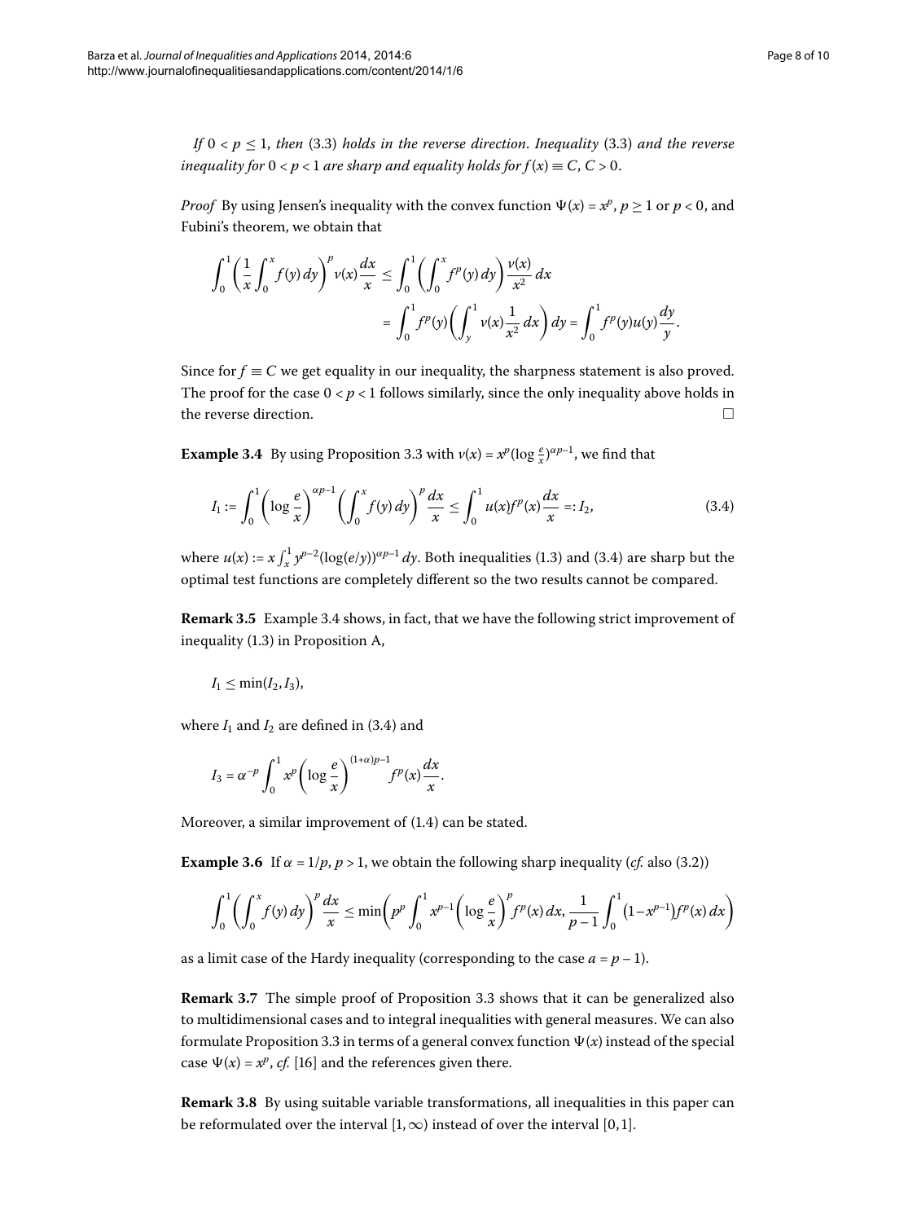*If* $0 < p \leq 1$, *then* (3.3) *holds in the reverse direction. Inequality* (3.3) *and the reverse inequality for* $0 < p < 1$ *are sharp and equality holds for* $f(x) \equiv C$, $C > 0$.

*Proof* By using Jensen's inequality with the convex function $\Psi(x) = x^p$, $p \geq 1$ or $p < 0$, and Fubini's theorem, we obtain that

$$\begin{aligned}\int_0^1 \left(\frac{1}{x}\int_0^x f(y)\,dy\right)^p \nu(x)\frac{dx}{x} &\leq \int_0^1 \left(\int_0^x f^p(y)\,dy\right)\frac{\nu(x)}{x^2}\,dx \\ &= \int_0^1 f^p(y)\left(\int_y^1 \nu(x)\frac{1}{x^2}\,dx\right)dy = \int_0^1 f^p(y)u(y)\frac{dy}{y}.\end{aligned}$$

Since for $f \equiv C$ we get equality in our inequality, the sharpness statement is also proved. The proof for the case $0 < p < 1$ follows similarly, since the only inequality above holds in the reverse direction. □

**Example 3.4** By using Proposition 3.3 with $\nu(x) = x^p(\log\frac{e}{x})^{\alpha p-1}$, we find that

$$I_1 := \int_0^1 \left(\log\frac{e}{x}\right)^{\alpha p-1}\left(\int_0^x f(y)\,dy\right)^p \frac{dx}{x} \leq \int_0^1 u(x)f^p(x)\frac{dx}{x} =: I_2, \tag{3.4}$$

where $u(x) := x\int_x^1 y^{p-2}(\log(e/y))^{\alpha p-1}\,dy$. Both inequalities (1.3) and (3.4) are sharp but the optimal test functions are completely different so the two results cannot be compared.

**Remark 3.5** Example 3.4 shows, in fact, that we have the following strict improvement of inequality (1.3) in Proposition A,

$$I_1 \leq \min(I_2, I_3),$$

where $I_1$ and $I_2$ are defined in (3.4) and

$$I_3 = \alpha^{-p}\int_0^1 x^p\left(\log\frac{e}{x}\right)^{(1+\alpha)p-1} f^p(x)\frac{dx}{x}.$$

Moreover, a similar improvement of (1.4) can be stated.

**Example 3.6** If $\alpha = 1/p$, $p > 1$, we obtain the following sharp inequality (*cf.* also (3.2))

$$\int_0^1 \left(\int_0^x f(y)\,dy\right)^p \frac{dx}{x} \leq \min\left(p^p\int_0^1 x^{p-1}\left(\log\frac{e}{x}\right)^p f^p(x)\,dx, \frac{1}{p-1}\int_0^1 \left(1-x^{p-1}\right)f^p(x)\,dx\right)$$

as a limit case of the Hardy inequality (corresponding to the case $a = p-1$).

**Remark 3.7** The simple proof of Proposition 3.3 shows that it can be generalized also to multidimensional cases and to integral inequalities with general measures. We can also formulate Proposition 3.3 in terms of a general convex function $\Psi(x)$ instead of the special case $\Psi(x) = x^p$, *cf.* [16] and the references given there.

**Remark 3.8** By using suitable variable transformations, all inequalities in this paper can be reformulated over the interval $[1, \infty)$ instead of over the interval $[0, 1]$.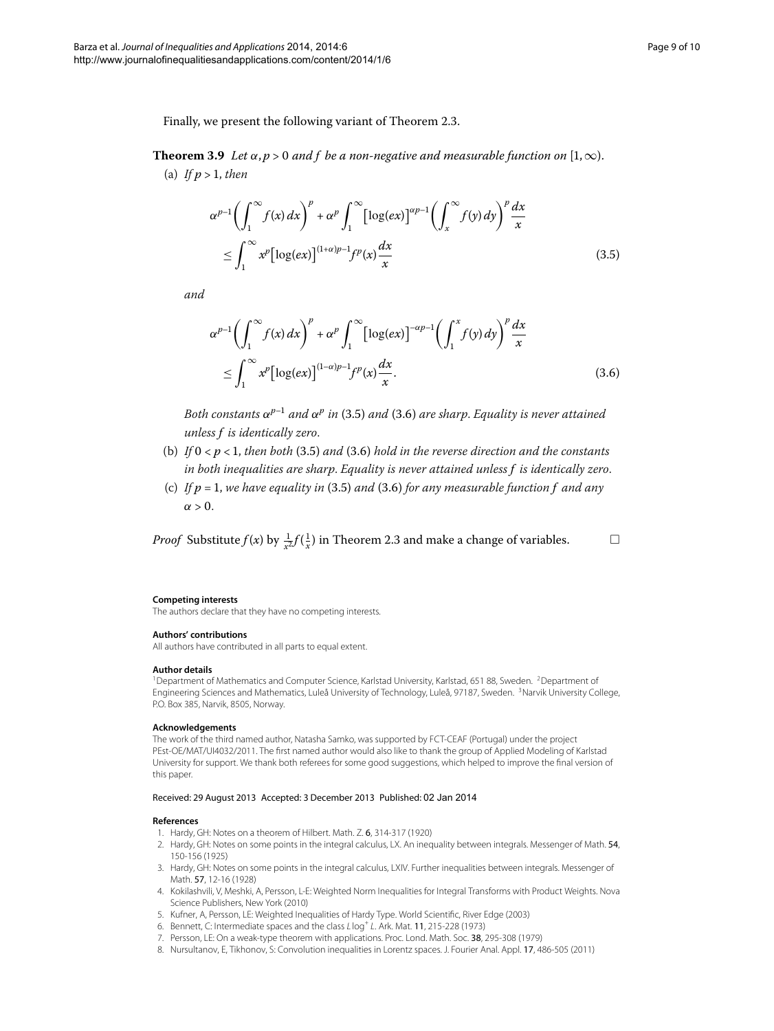Finally, we present the following variant of Theorem 2.3.

**Theorem 3.9** *Let $\alpha, p > 0$ and $f$ be a non-negative and measurable function on $[1,\infty)$.*

(a) *If $p > 1$, then*

$$\alpha^{p-1}\left(\int_1^\infty f(x)\,dx\right)^p + \alpha^p \int_1^\infty \bigl[\log(ex)\bigr]^{\alpha p-1}\left(\int_x^\infty f(y)\,dy\right)^p \frac{dx}{x} \le \int_1^\infty x^p \bigl[\log(ex)\bigr]^{(1+\alpha)p-1} f^p(x)\frac{dx}{x} \tag{3.5}$$

*and*

$$\alpha^{p-1}\left(\int_1^\infty f(x)\,dx\right)^p + \alpha^p \int_1^\infty \bigl[\log(ex)\bigr]^{-\alpha p-1}\left(\int_1^x f(y)\,dy\right)^p \frac{dx}{x} \le \int_1^\infty x^p \bigl[\log(ex)\bigr]^{(1-\alpha)p-1} f^p(x)\frac{dx}{x}. \tag{3.6}$$

*Both constants $\alpha^{p-1}$ and $\alpha^p$ in (3.5) and (3.6) are sharp. Equality is never attained unless $f$ is identically zero.*

(b) *If $0 < p < 1$, then both (3.5) and (3.6) hold in the reverse direction and the constants in both inequalities are sharp. Equality is never attained unless $f$ is identically zero.*

(c) *If $p = 1$, we have equality in (3.5) and (3.6) for any measurable function $f$ and any $\alpha > 0$.*

*Proof* Substitute $f(x)$ by $\frac{1}{x^2}f(\frac{1}{x})$ in Theorem 2.3 and make a change of variables. □

#### Competing interests

The authors declare that they have no competing interests.

#### Authors' contributions

All authors have contributed in all parts to equal extent.

#### Author details

[1]Department of Mathematics and Computer Science, Karlstad University, Karlstad, 651 88, Sweden. [2]Department of Engineering Sciences and Mathematics, Luleå University of Technology, Luleå, 97187, Sweden. [3]Narvik University College, P.O. Box 385, Narvik, 8505, Norway.

#### Acknowledgements

The work of the third named author, Natasha Samko, was supported by FCT-CEAF (Portugal) under the project PEst-OE/MAT/UI4032/2011. The first named author would also like to thank the group of Applied Modeling of Karlstad University for support. We thank both referees for some good suggestions, which helped to improve the final version of this paper.

Received: 29 August 2013 Accepted: 3 December 2013 Published: 02 Jan 2014

#### References

1. Hardy, GH: Notes on a theorem of Hilbert. Math. Z. **6**, 314-317 (1920)
2. Hardy, GH: Notes on some points in the integral calculus, LX. An inequality between integrals. Messenger of Math. **54**, 150-156 (1925)
3. Hardy, GH: Notes on some points in the integral calculus, LXIV. Further inequalities between integrals. Messenger of Math. **57**, 12-16 (1928)
4. Kokilashvili, V, Meshki, A, Persson, L-E: Weighted Norm Inequalities for Integral Transforms with Product Weights. Nova Science Publishers, New York (2010)
5. Kufner, A, Persson, LE: Weighted Inequalities of Hardy Type. World Scientific, River Edge (2003)
6. Bennett, C: Intermediate spaces and the class $L\log^+ L$. Ark. Mat. **11**, 215-228 (1973)
7. Persson, LE: On a weak-type theorem with applications. Proc. Lond. Math. Soc. **38**, 295-308 (1979)
8. Nursultanov, E, Tikhonov, S: Convolution inequalities in Lorentz spaces. J. Fourier Anal. Appl. **17**, 486-505 (2011)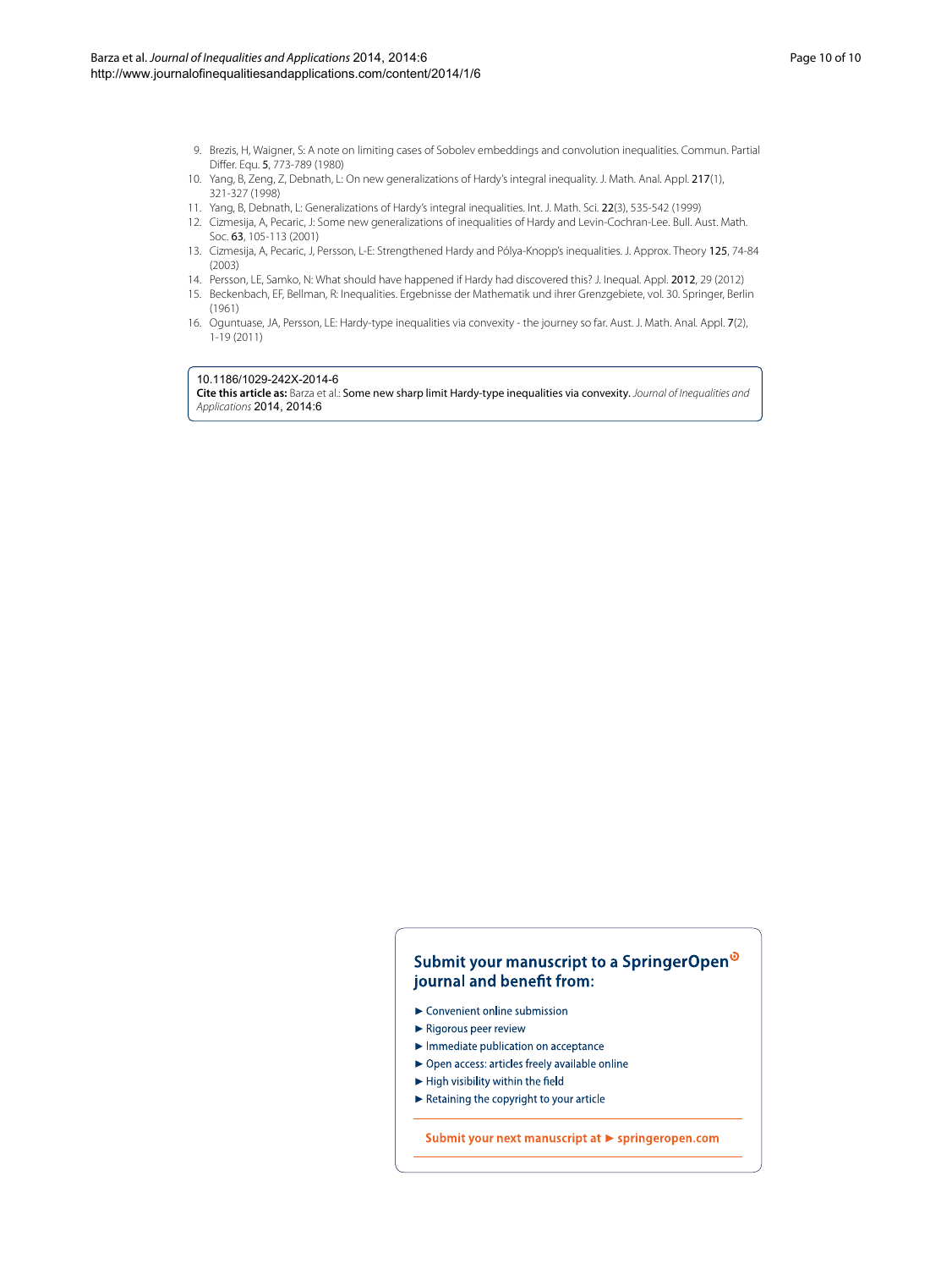9. Brezis, H, Waigner, S: A note on limiting cases of Sobolev embeddings and convolution inequalities. Commun. Partial Differ. Equ. **5**, 773-789 (1980)
10. Yang, B, Zeng, Z, Debnath, L: On new generalizations of Hardy's integral inequality. J. Math. Anal. Appl. **217**(1), 321-327 (1998)
11. Yang, B, Debnath, L: Generalizations of Hardy's integral inequalities. Int. J. Math. Sci. **22**(3), 535-542 (1999)
12. Cizmesija, A, Pecaric, J: Some new generalizations of inequalities of Hardy and Levin-Cochran-Lee. Bull. Aust. Math. Soc. **63**, 105-113 (2001)
13. Cizmesija, A, Pecaric, J, Persson, L-E: Strengthened Hardy and Pólya-Knopp's inequalities. J. Approx. Theory **125**, 74-84 (2003)
14. Persson, LE, Samko, N: What should have happened if Hardy had discovered this? J. Inequal. Appl. **2012**, 29 (2012)
15. Beckenbach, EF, Bellman, R: Inequalities. Ergebnisse der Mathematik und ihrer Grenzgebiete, vol. 30. Springer, Berlin (1961)
16. Oguntuase, JA, Persson, LE: Hardy-type inequalities via convexity - the journey so far. Aust. J. Math. Anal. Appl. **7**(2), 1-19 (2011)

10.1186/1029-242X-2014-6
**Cite this article as:** Barza et al.: Some new sharp limit Hardy-type inequalities via convexity. *Journal of Inequalities and Applications* 2014, 2014:6

**Submit your manuscript to a SpringerOpen journal and benefit from:**

- ► Convenient online submission
- ► Rigorous peer review
- ► Immediate publication on acceptance
- ► Open access: articles freely available online
- ► High visibility within the field
- ► Retaining the copyright to your article

**Submit your next manuscript at ► springeropen.com**